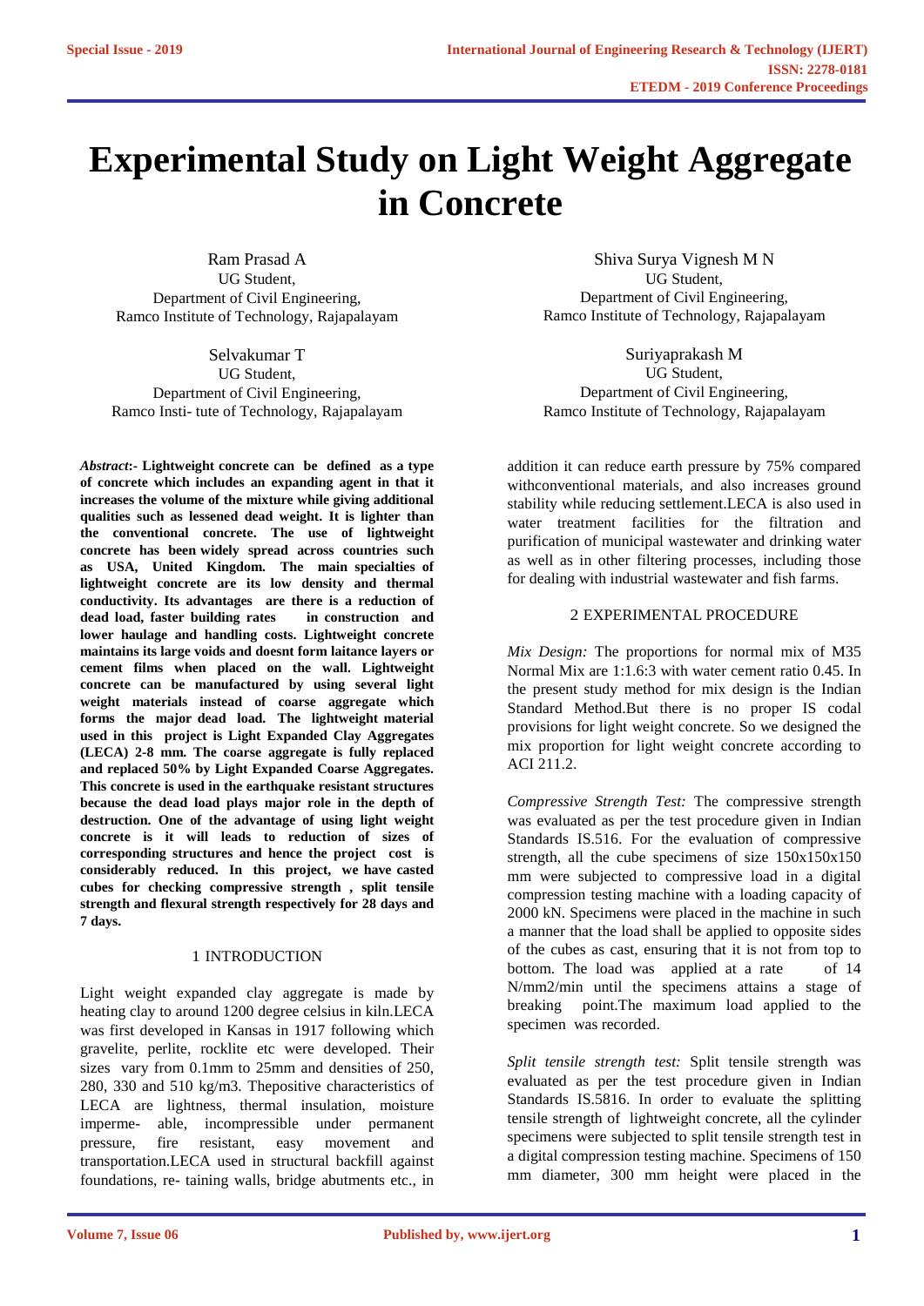# Experimental Study on Light Weight Aggregate in Concrete

Ram Prasad A
UG Student,
Department of Civil Engineering,
Ramco Institute of Technology, Rajapalayam

Shiva Surya Vignesh M N
UG Student,
Department of Civil Engineering,
Ramco Institute of Technology, Rajapalayam

Selvakumar T
UG Student,
Department of Civil Engineering,
Ramco Insti- tute of Technology, Rajapalayam

Suriyaprakash M
UG Student,
Department of Civil Engineering,
Ramco Institute of Technology, Rajapalayam

***Abstract*:- Lightweight concrete can be defined as a type of concrete which includes an expanding agent in that it increases the volume of the mixture while giving additional qualities such as lessened dead weight. It is lighter than the conventional concrete. The use of lightweight concrete has been widely spread across countries such as USA, United Kingdom. The main specialties of lightweight concrete are its low density and thermal conductivity. Its advantages are there is a reduction of dead load, faster building rates in construction and lower haulage and handling costs. Lightweight concrete maintains its large voids and doesnt form laitance layers or cement films when placed on the wall. Lightweight concrete can be manufactured by using several light weight materials instead of coarse aggregate which forms the major dead load. The lightweight material used in this project is Light Expanded Clay Aggregates (LECA) 2-8 mm. The coarse aggregate is fully replaced and replaced 50% by Light Expanded Coarse Aggregates. This concrete is used in the earthquake resistant structures because the dead load plays major role in the depth of destruction. One of the advantage of using light weight concrete is it will leads to reduction of sizes of corresponding structures and hence the project cost is considerably reduced. In this project, we have casted cubes for checking compressive strength , split tensile strength and flexural strength respectively for 28 days and 7 days.**

## 1 INTRODUCTION

Light weight expanded clay aggregate is made by heating clay to around 1200 degree celsius in kiln.LECA was first developed in Kansas in 1917 following which gravelite, perlite, rocklite etc were developed. Their sizes vary from 0.1mm to 25mm and densities of 250, 280, 330 and 510 kg/m3. Thepositive characteristics of LECA are lightness, thermal insulation, moisture imperme- able, incompressible under permanent pressure, fire resistant, easy movement and transportation.LECA used in structural backfill against foundations, re- taining walls, bridge abutments etc., in addition it can reduce earth pressure by 75% compared withconventional materials, and also increases ground stability while reducing settlement.LECA is also used in water treatment facilities for the filtration and purification of municipal wastewater and drinking water as well as in other filtering processes, including those for dealing with industrial wastewater and fish farms.

## 2 EXPERIMENTAL PROCEDURE

*Mix Design:* The proportions for normal mix of M35 Normal Mix are 1:1.6:3 with water cement ratio 0.45. In the present study method for mix design is the Indian Standard Method.But there is no proper IS codal provisions for light weight concrete. So we designed the mix proportion for light weight concrete according to ACI 211.2.

*Compressive Strength Test:* The compressive strength was evaluated as per the test procedure given in Indian Standards IS.516. For the evaluation of compressive strength, all the cube specimens of size 150x150x150 mm were subjected to compressive load in a digital compression testing machine with a loading capacity of 2000 kN. Specimens were placed in the machine in such a manner that the load shall be applied to opposite sides of the cubes as cast, ensuring that it is not from top to bottom. The load was applied at a rate of 14 N/mm2/min until the specimens attains a stage of breaking point.The maximum load applied to the specimen was recorded.

*Split tensile strength test:* Split tensile strength was evaluated as per the test procedure given in Indian Standards IS.5816. In order to evaluate the splitting tensile strength of lightweight concrete, all the cylinder specimens were subjected to split tensile strength test in a digital compression testing machine. Specimens of 150 mm diameter, 300 mm height were placed in the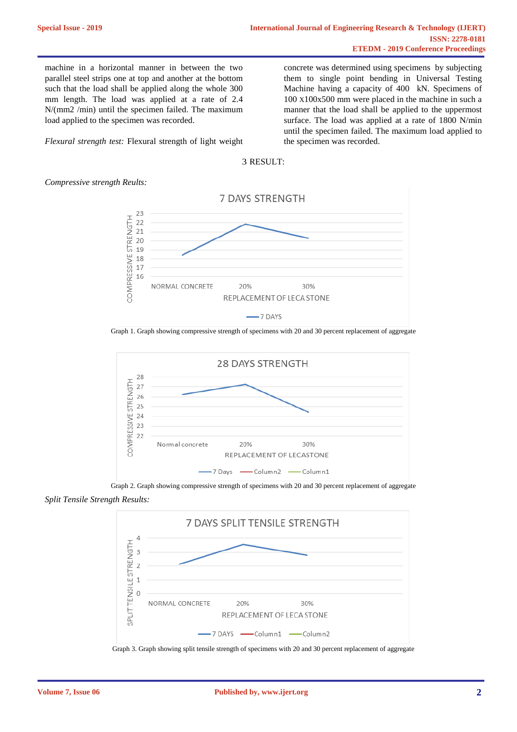machine in a horizontal manner in between the two parallel steel strips one at top and another at the bottom such that the load shall be applied along the whole 300 mm length. The load was applied at a rate of 2.4 N/(mm2 /min) until the specimen failed. The maximum load applied to the specimen was recorded.

*Flexural strength test:* Flexural strength of light weight concrete was determined using specimens by subjecting them to single point bending in Universal Testing Machine having a capacity of 400 kN. Specimens of 100 x100x500 mm were placed in the machine in such a manner that the load shall be applied to the uppermost surface. The load was applied at a rate of 1800 N/min until the specimen failed. The maximum load applied to the specimen was recorded.

## 3 RESULT:

*Compressive strength Reults:*

Graph 1. Graph showing compressive strength of specimens with 20 and 30 percent replacement of aggregate

Graph 2. Graph showing compressive strength of specimens with 20 and 30 percent replacement of aggregate

*Split Tensile Strength Results:*

Graph 3. Graph showing split tensile strength of specimens with 20 and 30 percent replacement of aggregate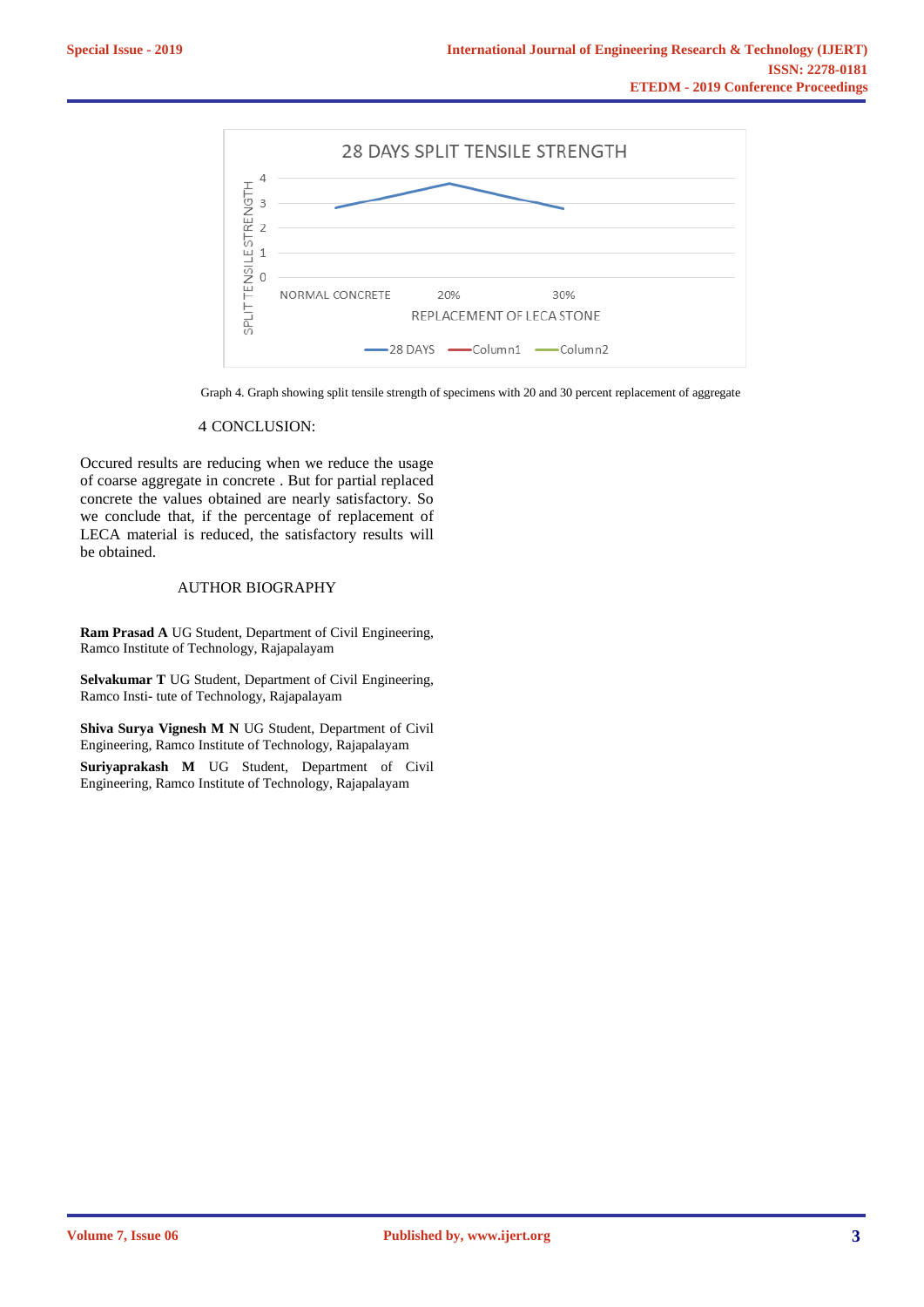28 DAYS SPLIT TENSILE STRENGTH

SPLIT TENSILE STRENGTH

4
3
2
1
0

NORMAL CONCRETE
20%
30%

REPLACEMENT OF LECA STONE

28 DAYS
Column1
Column2

Graph 4. Graph showing split tensile strength of specimens with 20 and 30 percent replacement of aggregate

## 4 CONCLUSION:

Occured results are reducing when we reduce the usage of coarse aggregate in concrete . But for partial replaced concrete the values obtained are nearly satisfactory. So we conclude that, if the percentage of replacement of LECA material is reduced, the satisfactory results will be obtained.

## AUTHOR BIOGRAPHY

**Ram Prasad A** UG Student, Department of Civil Engineering, Ramco Institute of Technology, Rajapalayam

**Selvakumar T** UG Student, Department of Civil Engineering, Ramco Insti- tute of Technology, Rajapalayam

**Shiva Surya Vignesh M N** UG Student, Department of Civil Engineering, Ramco Institute of Technology, Rajapalayam

**Suriyaprakash M** UG Student, Department of Civil Engineering, Ramco Institute of Technology, Rajapalayam